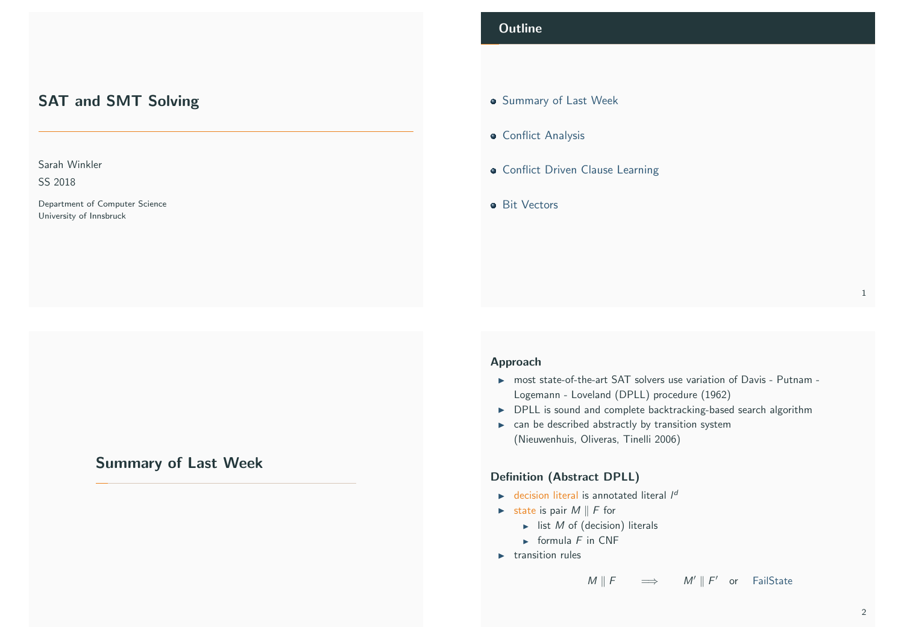# SAT and SMT Solving

Sarah Winkler

SS 2018

Department of Computer Science
University of Innsbruck

## Outline

- Summary of Last Week
- Conflict Analysis
- Conflict Driven Clause Learning
- Bit Vectors

## Summary of Last Week

### Approach

- most state-of-the-art SAT solvers use variation of Davis - Putnam - Logemann - Loveland (DPLL) procedure (1962)
- DPLL is sound and complete backtracking-based search algorithm
- can be described abstractly by transition system (Nieuwenhuis, Oliveras, Tinelli 2006)

### Definition (Abstract DPLL)

- decision literal is annotated literal $l^d$
- state is pair $M \parallel F$ for
  - list $M$ of (decision) literals
  - formula $F$ in CNF
- transition rules

$$M \parallel F \quad \Longrightarrow \quad M' \parallel F' \quad \text{or} \quad \text{FailState}$$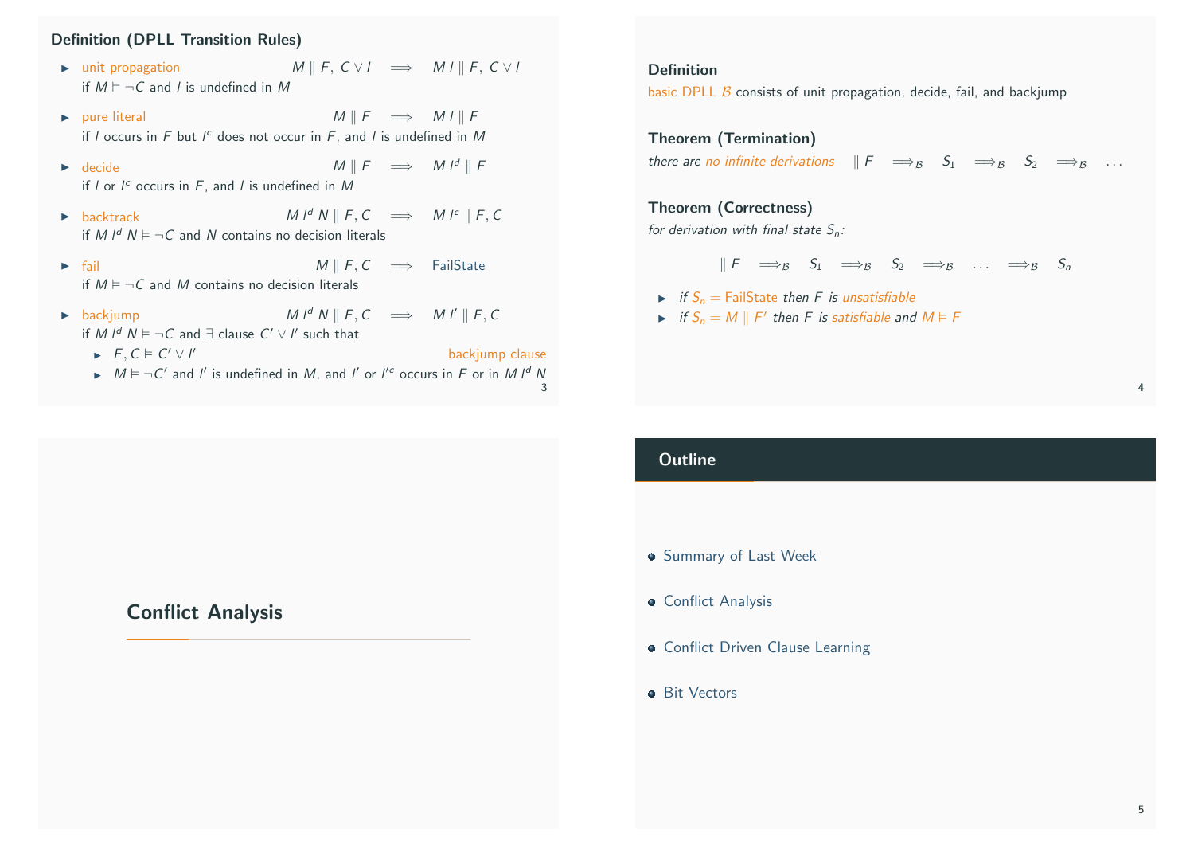### Definition (DPLL Transition Rules)

- unit propagation $\quad M \parallel F,\, C \vee l \quad \Longrightarrow \quad M\, l \parallel F,\, C \vee l$
  if $M \vDash \neg C$ and $l$ is undefined in $M$
- pure literal $\quad M \parallel F \quad \Longrightarrow \quad M\, l \parallel F$
  if $l$ occurs in $F$ but $l^c$ does not occur in $F$, and $l$ is undefined in $M$
- decide $\quad M \parallel F \quad \Longrightarrow \quad M\, l^d \parallel F$
  if $l$ or $l^c$ occurs in $F$, and $l$ is undefined in $M$
- backtrack $\quad M\, l^d\, N \parallel F, C \quad \Longrightarrow \quad M\, l^c \parallel F, C$
  if $M\, l^d\, N \vDash \neg C$ and $N$ contains no decision literals
- fail $\quad M \parallel F, C \quad \Longrightarrow \quad$ FailState
  if $M \vDash \neg C$ and $M$ contains no decision literals
- backjump $\quad M\, l^d\, N \parallel F, C \quad \Longrightarrow \quad M\, l' \parallel F, C$
  if $M\, l^d\, N \vDash \neg C$ and $\exists$ clause $C' \vee l'$ such that
  - $F, C \vDash C' \vee l'$ (backjump clause)
  - $M \vDash \neg C'$ and $l'$ is undefined in $M$, and $l'$ or $l'^c$ occurs in $F$ or in $M\, l^d\, N$

### Definition

basic DPLL $\mathcal{B}$ consists of unit propagation, decide, fail, and backjump

### Theorem (Termination)

*there are no infinite derivations* $\parallel F \implies_{\mathcal{B}} S_1 \implies_{\mathcal{B}} S_2 \implies_{\mathcal{B}} \cdots$

### Theorem (Correctness)

*for derivation with final state $S_n$:*

$$\parallel F \implies_{\mathcal{B}} S_1 \implies_{\mathcal{B}} S_2 \implies_{\mathcal{B}} \cdots \implies_{\mathcal{B}} S_n$$

- *if $S_n =$ FailState then $F$ is unsatisfiable*
- *if $S_n = M \parallel F'$ then $F$ is satisfiable and $M \vDash F$*

## Conflict Analysis

## Outline

- Summary of Last Week
- Conflict Analysis
- Conflict Driven Clause Learning
- Bit Vectors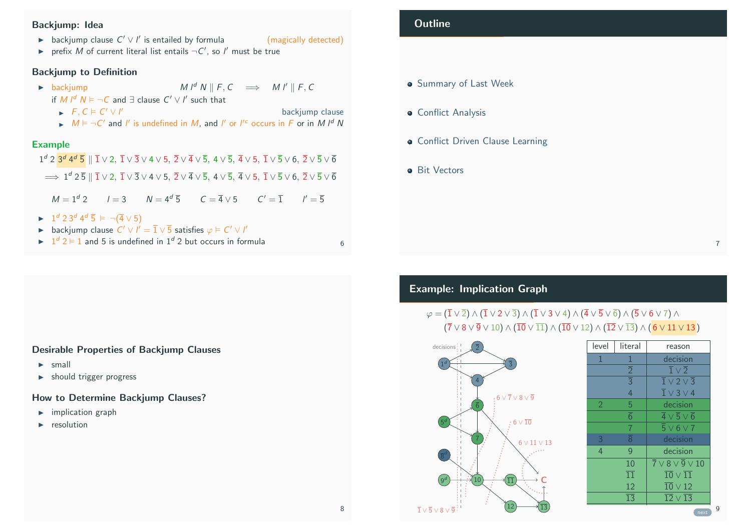## Backjump: Idea

- backjump clause $C' \vee l'$ is entailed by formula (magically detected)
- prefix $M$ of current literal list entails $\neg C'$, so $l'$ must be true

## Backjump to Definition

- backjump $\quad M\, l^d\, N \parallel F, C \quad \Longrightarrow \quad M\, l' \parallel F, C$

  if $M\, l^d\, N \vDash \neg C$ and $\exists$ clause $C' \vee l'$ such that
  - $F, C \vDash C' \vee l'$ — backjump clause
  - $M \vDash \neg C'$ and $l'$ is undefined in $M$, and $l'$ or $l'^c$ occurs in $F$ or in $M\, l^d\, N$

## Example

$1^d\; 2\; 3^d\; 4^d\; \overline{5} \parallel \overline{1} \vee 2,\; \overline{1} \vee \overline{3} \vee 4 \vee 5,\; \overline{2} \vee \overline{4} \vee \overline{5},\; 4 \vee \overline{5},\; \overline{4} \vee 5,\; \overline{1} \vee \overline{5} \vee 6,\; \overline{2} \vee \overline{5} \vee \overline{6}$

$\Longrightarrow\; 1^d\; 2\; \overline{5} \parallel \overline{1} \vee 2,\; \overline{1} \vee \overline{3} \vee 4 \vee 5,\; \overline{2} \vee \overline{4} \vee \overline{5},\; 4 \vee \overline{5},\; \overline{4} \vee 5,\; \overline{1} \vee \overline{5} \vee 6,\; \overline{2} \vee \overline{5} \vee \overline{6}$

$M = 1^d\; 2 \qquad l = 3 \qquad N = 4^d\; \overline{5} \qquad C = \overline{4} \vee 5 \qquad C' = \overline{1} \qquad l' = \overline{5}$

- $1^d\; 2\; 3^d\; 4^d\; \overline{5} \;\vDash\; \neg(\overline{4} \vee 5)$
- backjump clause $C' \vee l' = \overline{1} \vee \overline{5}$ satisfies $\varphi \vDash C' \vee l'$
- $1^d\; 2 \vDash 1$ and 5 is undefined in $1^d\; 2$ but occurs in formula

## Outline

- Summary of Last Week
- Conflict Analysis
- Conflict Driven Clause Learning
- Bit Vectors

## Desirable Properties of Backjump Clauses

- small
- should trigger progress

## How to Determine Backjump Clauses?

- implication graph
- resolution

## Example: Implication Graph

$\varphi = (\overline{1} \vee \overline{2}) \wedge (\overline{1} \vee 2 \vee \overline{3}) \wedge (\overline{1} \vee 3 \vee 4) \wedge (\overline{4} \vee \overline{5} \vee \overline{6}) \wedge (\overline{5} \vee 6 \vee 7) \wedge$
$(\overline{7} \vee 8 \vee \overline{9} \vee 10) \wedge (\overline{10} \vee \overline{11}) \wedge (\overline{10} \vee 12) \wedge (\overline{12} \vee \overline{13}) \wedge (6 \vee 11 \vee 13)$

Graph labels: decisions; $6 \vee \overline{7} \vee 8 \vee \overline{9}$; $6 \vee \overline{10}$; $6 \vee 11 \vee 13$; $\overline{1} \vee \overline{5} \vee 8 \vee \overline{9}$; C

| level | literal | reason |
|---|---|---|
| 1 | $1$ | decision |
| | $\overline{2}$ | $\overline{1} \vee \overline{2}$ |
| | $\overline{3}$ | $\overline{1} \vee 2 \vee \overline{3}$ |
| | $4$ | $\overline{1} \vee 3 \vee 4$ |
| 2 | $5$ | decision |
| | $\overline{6}$ | $\overline{4} \vee \overline{5} \vee \overline{6}$ |
| | $7$ | $\overline{5} \vee 6 \vee 7$ |
| 3 | $\overline{8}$ | decision |
| 4 | $9$ | decision |
| | $10$ | $\overline{7} \vee 8 \vee \overline{9} \vee 10$ |
| | $\overline{11}$ | $\overline{10} \vee \overline{11}$ |
| | $12$ | $\overline{10} \vee 12$ |
| | $\overline{13}$ | $\overline{12} \vee \overline{13}$ |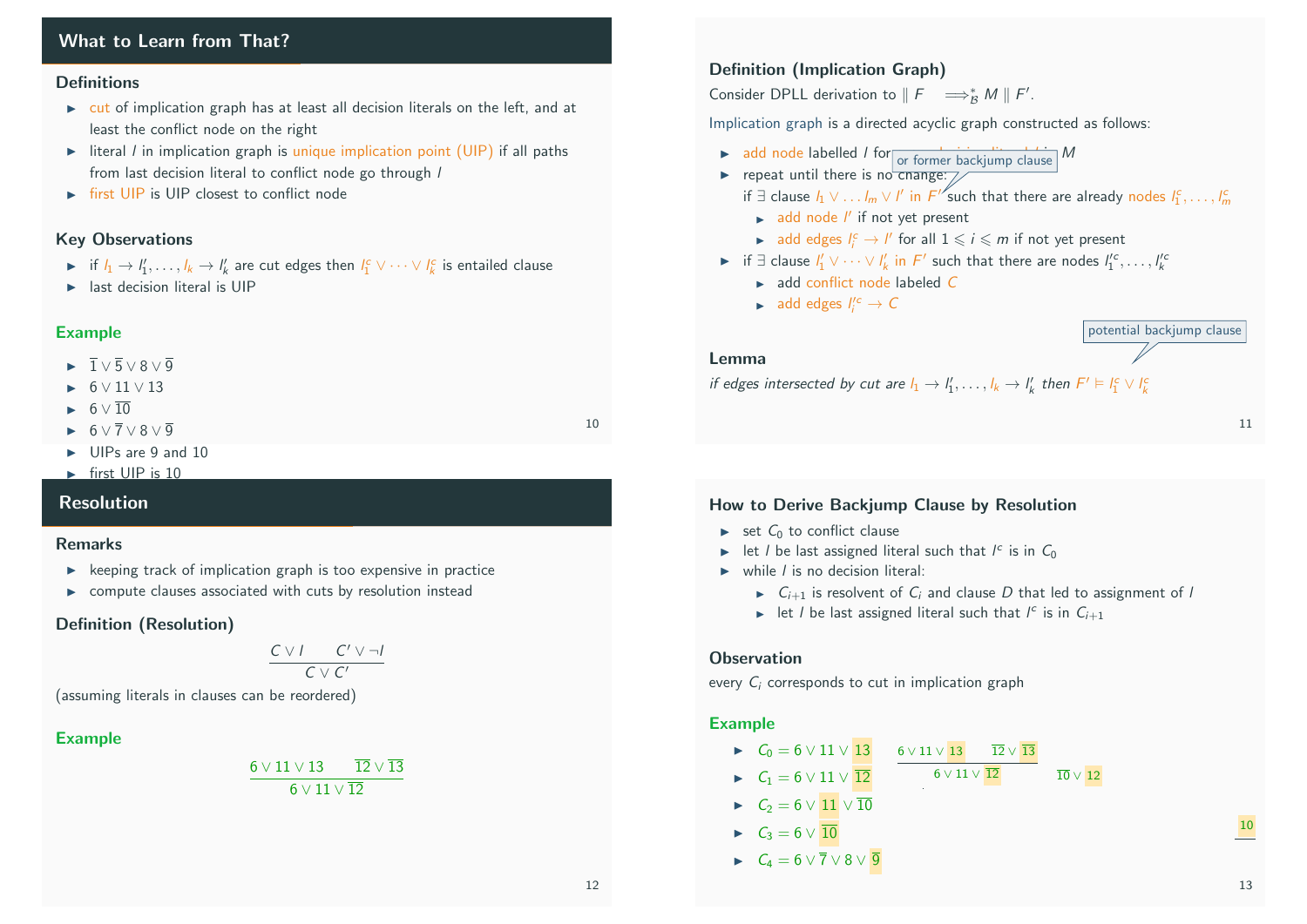## What to Learn from That?

### Definitions

- cut of implication graph has at least all decision literals on the left, and at least the conflict node on the right
- literal $l$ in implication graph is unique implication point (UIP) if all paths from last decision literal to conflict node go through $l$
- first UIP is UIP closest to conflict node

### Key Observations

- if $l_1 \to l_1', \dots, l_k \to l_k'$ are cut edges then $l_1^c \vee \dots \vee l_k^c$ is entailed clause
- last decision literal is UIP

### Example

- $\overline{1} \vee \overline{5} \vee 8 \vee \overline{9}$
- $6 \vee 11 \vee 13$
- $6 \vee \overline{10}$
- $6 \vee \overline{7} \vee 8 \vee \overline{9}$
- UIPs are 9 and 10
- first UIP is 10

### Definition (Implication Graph)

Consider DPLL derivation to $\| F \implies_{\mathcal{B}}^* M \| F'$.

Implication graph is a directed acyclic graph constructed as follows:

- add node labelled $l$ for each decision literal $l$ in $M$
- repeat until there is no change:
  if $\exists$ clause $l_1 \vee \dots l_m \vee l'$ in $F'$ (or former backjump clause) such that there are already nodes $l_1^c, \dots, l_m^c$
  - add node $l'$ if not yet present
  - add edges $l_i^c \to l'$ for all $1 \leqslant i \leqslant m$ if not yet present
- if $\exists$ clause $l_1' \vee \dots \vee l_k'$ in $F'$ such that there are nodes $l_1'^c, \dots, l_k'^c$
  - add conflict node labeled $C$
  - add edges $l_i'^c \to C$

### Lemma

*if edges intersected by cut are $l_1 \to l_1', \dots, l_k \to l_k'$ then $F' \vDash l_1^c \vee l_k^c$* (potential backjump clause)

## Resolution

### Remarks

- keeping track of implication graph is too expensive in practice
- compute clauses associated with cuts by resolution instead

### Definition (Resolution)

$$\frac{C \vee l \qquad C' \vee \neg l}{C \vee C'}$$

(assuming literals in clauses can be reordered)

### Example

$$\frac{6 \vee 11 \vee 13 \qquad \overline{12} \vee \overline{13}}{6 \vee 11 \vee \overline{12}}$$

### How to Derive Backjump Clause by Resolution

- set $C_0$ to conflict clause
- let $l$ be last assigned literal such that $l^c$ is in $C_0$
- while $l$ is no decision literal:
  - $C_{i+1}$ is resolvent of $C_i$ and clause $D$ that led to assignment of $l$
  - let $l$ be last assigned literal such that $l^c$ is in $C_{i+1}$

### Observation

every $C_i$ corresponds to cut in implication graph

### Example

- $C_0 = 6 \vee 11 \vee 13$
- $C_1 = 6 \vee 11 \vee \overline{12}$
- $C_2 = 6 \vee 11 \vee \overline{10}$
- $C_3 = 6 \vee \overline{10}$
- $C_4 = 6 \vee \overline{7} \vee 8 \vee \overline{9}$

$$\frac{6 \vee 11 \vee 13 \qquad \overline{12} \vee \overline{13}}{6 \vee 11 \vee \overline{12}} \qquad \overline{10} \vee 12$$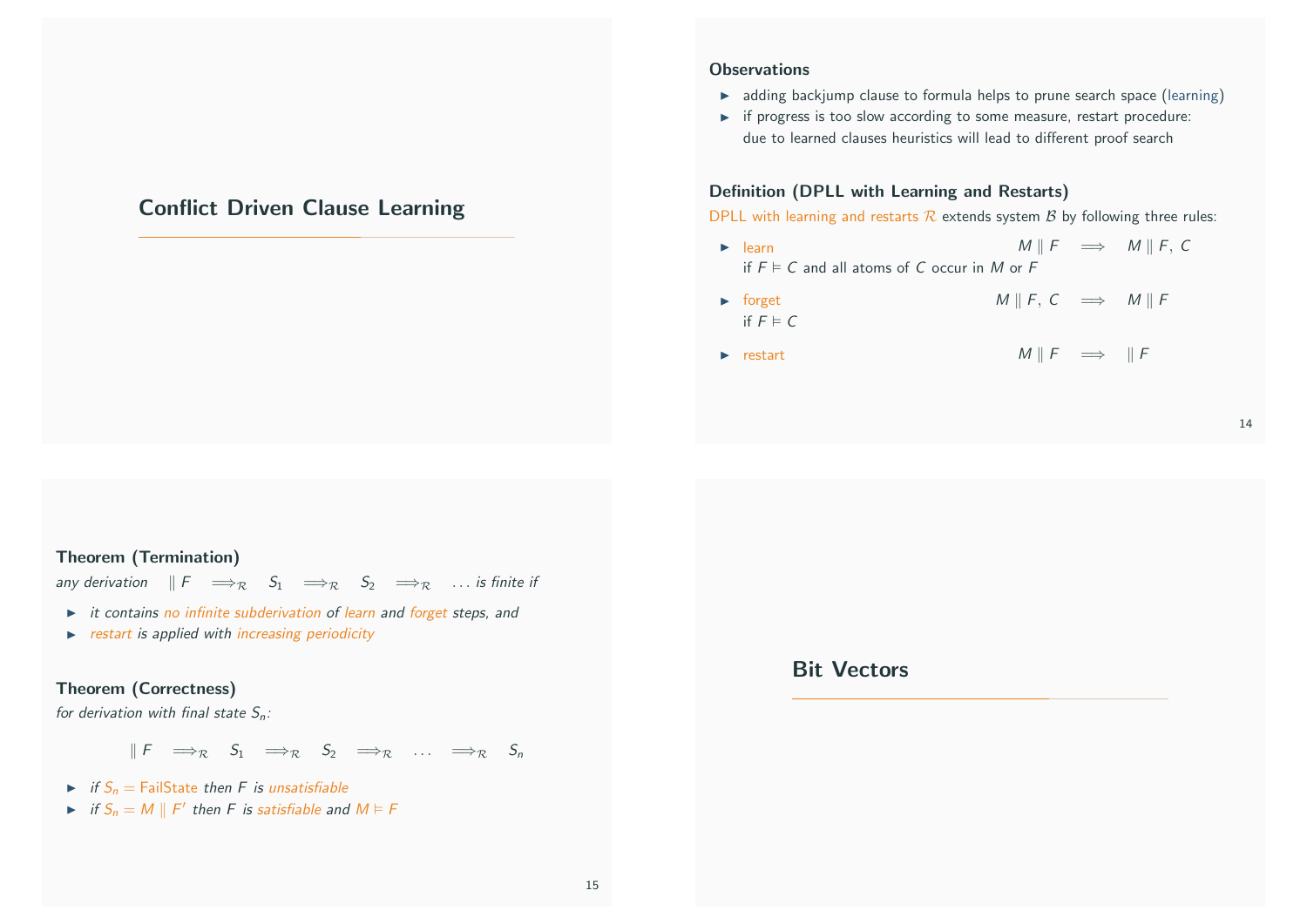# Conflict Driven Clause Learning

### Observations

- adding backjump clause to formula helps to prune search space (learning)
- if progress is too slow according to some measure, restart procedure: due to learned clauses heuristics will lead to different proof search

### Definition (DPLL with Learning and Restarts)

DPLL with learning and restarts $\mathcal{R}$ extends system $\mathcal{B}$ by following three rules:

- learn $\quad M \parallel F \implies M \parallel F, C$
  if $F \vDash C$ and all atoms of $C$ occur in $M$ or $F$
- forget $\quad M \parallel F, C \implies M \parallel F$
  if $F \vDash C$
- restart $\quad M \parallel F \implies \parallel F$

### Theorem (Termination)

*any derivation* $\parallel F \implies_{\mathcal{R}} S_1 \implies_{\mathcal{R}} S_2 \implies_{\mathcal{R}} \dots$ *is finite if*

- *it contains no infinite subderivation of learn and forget steps, and*
- *restart is applied with increasing periodicity*

### Theorem (Correctness)

*for derivation with final state* $S_n$:

$$\parallel F \implies_{\mathcal{R}} S_1 \implies_{\mathcal{R}} S_2 \implies_{\mathcal{R}} \dots \implies_{\mathcal{R}} S_n$$

- *if* $S_n = \text{FailState}$ *then* $F$ *is unsatisfiable*
- *if* $S_n = M \parallel F'$ *then* $F$ *is satisfiable and* $M \vDash F$

# Bit Vectors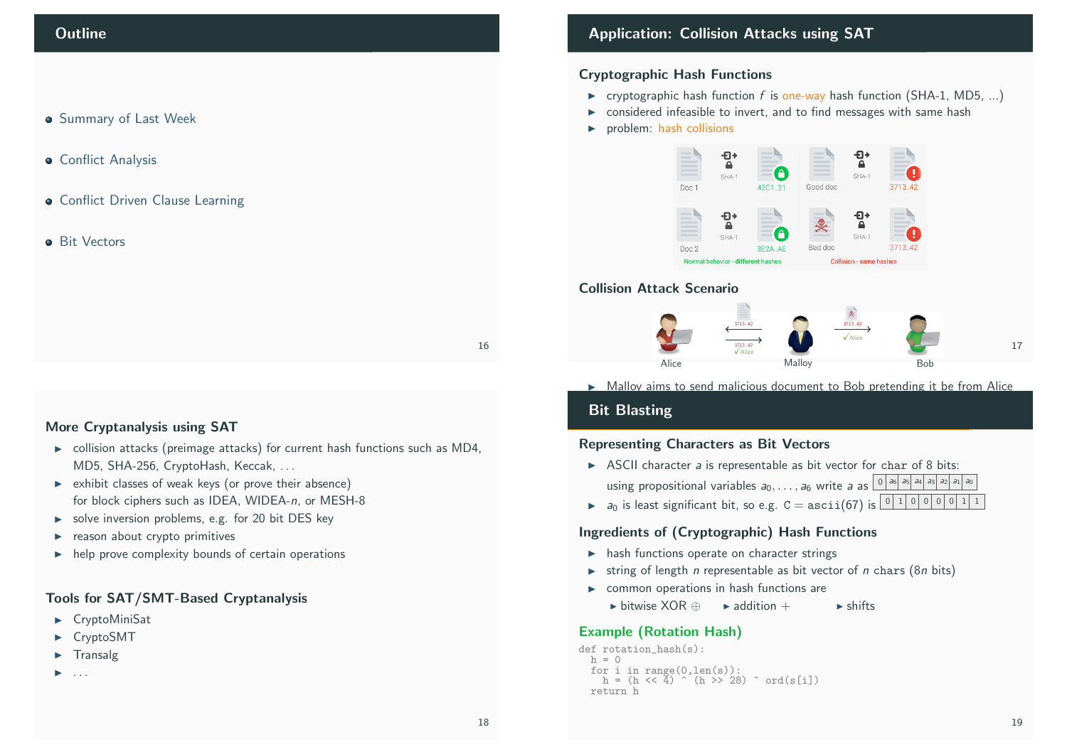## Outline

- Summary of Last Week
- Conflict Analysis
- Conflict Driven Clause Learning
- Bit Vectors

## Application: Collision Attacks using SAT

### Cryptographic Hash Functions

- cryptographic hash function $f$ is one-way hash function (SHA-1, MD5, ...)
- considered infeasible to invert, and to find messages with same hash
- problem: hash collisions

Doc 1 → SHA-1 → 42C1..21 | Good doc → SHA-1 → 3713..42
Doc 2 → SHA-1 → 3E2A..AE | Bad doc → SHA-1 → 3713..42

Normal behavior - different hashes | Collision - same hashes

### Collision Attack Scenario

Alice ⇄ Malloy → Bob

- Malloy aims to send malicious document to Bob pretending it be from Alice

### More Cryptanalysis using SAT

- collision attacks (preimage attacks) for current hash functions such as MD4, MD5, SHA-256, CryptoHash, Keccak, ...
- exhibit classes of weak keys (or prove their absence) for block ciphers such as IDEA, WIDEA-$n$, or MESH-8
- solve inversion problems, e.g. for 20 bit DES key
- reason about crypto primitives
- help prove complexity bounds of certain operations

### Tools for SAT/SMT-Based Cryptanalysis

- CryptoMiniSat
- CryptoSMT
- Transalg
- ...

## Bit Blasting

### Representing Characters as Bit Vectors

- ASCII character $a$ is representable as bit vector for `char` of 8 bits: using propositional variables $a_0, \ldots, a_6$ write $a$ as

| 0 | $a_6$ | $a_5$ | $a_4$ | $a_3$ | $a_2$ | $a_1$ | $a_0$ |
|---|---|---|---|---|---|---|---|

- $a_0$ is least significant bit, so e.g. `C` $=$ `ascii(67)` is

| 0 | 1 | 0 | 0 | 0 | 0 | 1 | 1 |
|---|---|---|---|---|---|---|---|

### Ingredients of (Cryptographic) Hash Functions

- hash functions operate on character strings
- string of length $n$ representable as bit vector of $n$ `char`s ($8n$ bits)
- common operations in hash functions are
  - bitwise XOR $\oplus$
  - addition $+$
  - shifts

### Example (Rotation Hash)

```
def rotation_hash(s):
  h = 0
  for i in range(0,len(s)):
    h = (h << 4) ^ (h >> 28) ^ ord(s[i])
  return h
```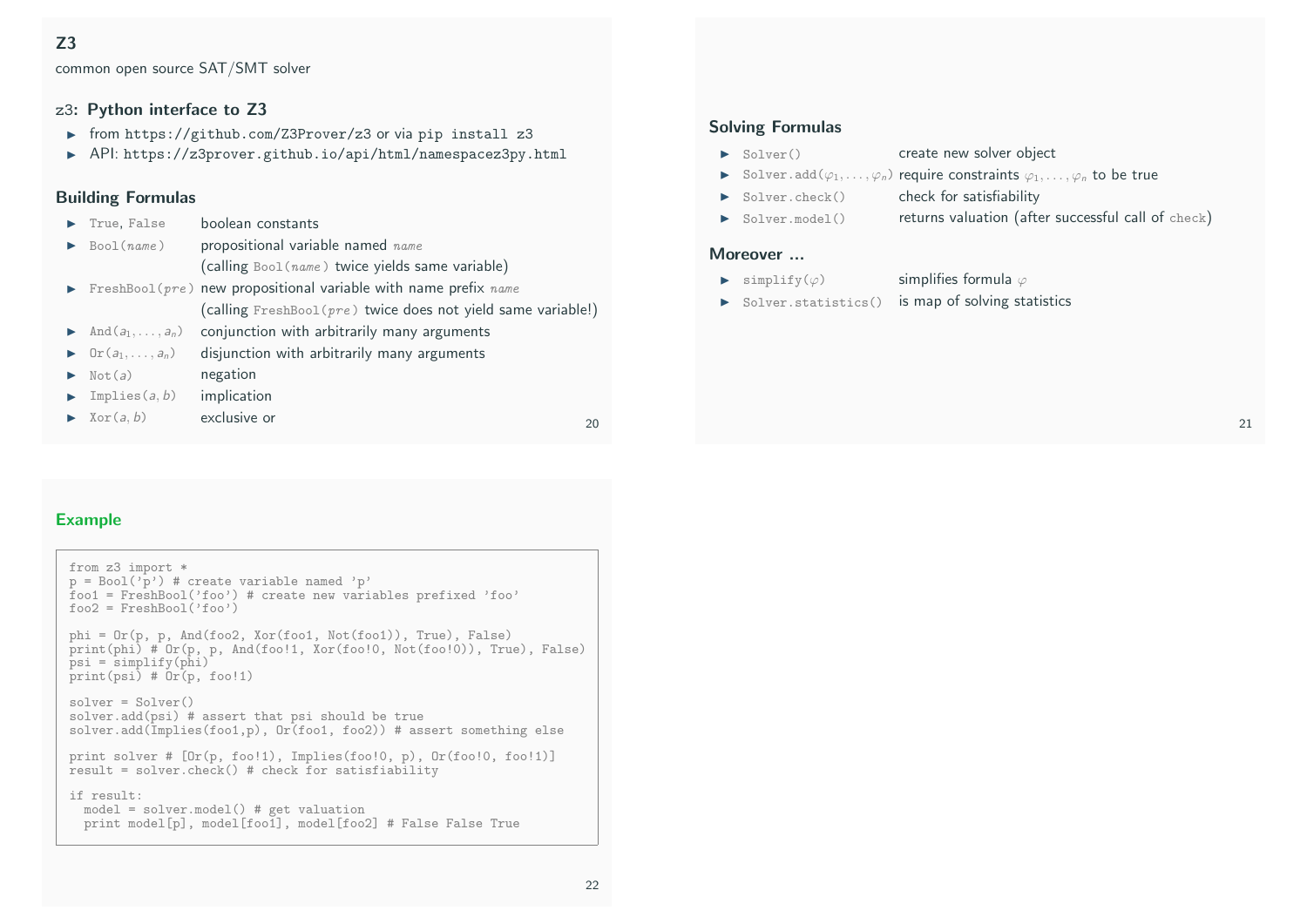## Z3

common open source SAT/SMT solver

### z3: Python interface to Z3

- from https://github.com/Z3Prover/z3 or via pip install z3
- API: https://z3prover.github.io/api/html/namespacez3py.html

### Building Formulas

- `True`, `False` boolean constants
- `Bool(name)` propositional variable named *name* (calling `Bool(name)` twice yields same variable)
- `FreshBool(pre)` new propositional variable with name prefix *name* (calling `FreshBool(pre)` twice does not yield same variable!)
- `And(`$a_1, \ldots, a_n$`)` conjunction with arbitrarily many arguments
- `Or(`$a_1, \ldots, a_n$`)` disjunction with arbitrarily many arguments
- `Not(`$a$`)` negation
- `Implies(`$a, b$`)` implication
- `Xor(`$a, b$`)` exclusive or

### Solving Formulas

- `Solver()` create new solver object
- `Solver.add(`$\varphi_1, \ldots, \varphi_n$`)` require constraints $\varphi_1, \ldots, \varphi_n$ to be true
- `Solver.check()` check for satisfiability
- `Solver.model()` returns valuation (after successful call of `check`)

### Moreover ...

- `simplify(`$\varphi$`)` simplifies formula $\varphi$
- `Solver.statistics()` is map of solving statistics

### Example

```
from z3 import *
p = Bool('p') # create variable named 'p'
foo1 = FreshBool('foo') # create new variables prefixed 'foo'
foo2 = FreshBool('foo')

phi = Or(p, p, And(foo2, Xor(foo1, Not(foo1)), True), False)
print(phi) # Or(p, p, And(foo!1, Xor(foo!0, Not(foo!0)), True), False)
psi = simplify(phi)
print(psi) # Or(p, foo!1)

solver = Solver()
solver.add(psi) # assert that psi should be true
solver.add(Implies(foo1,p), Or(foo1, foo2)) # assert something else

print solver # [Or(p, foo!1), Implies(foo!0, p), Or(foo!0, foo!1)]
result = solver.check() # check for satisfiability

if result:
  model = solver.model() # get valuation
  print model[p], model[foo1], model[foo2] # False False True
```